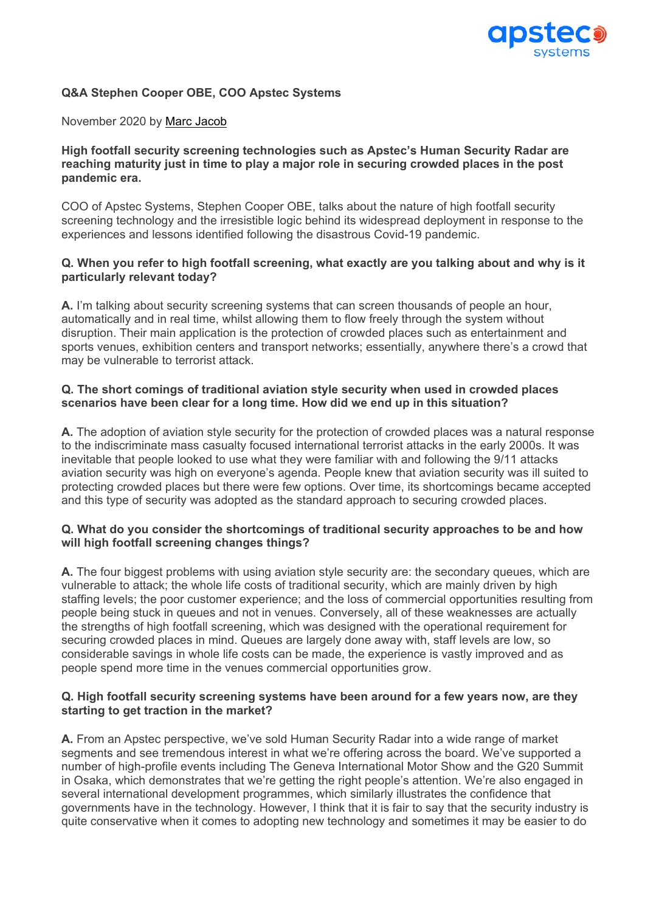**Q&A Stephen Cooper OBE, COO Apstec Systems**

November 2020 by Marc Jacob

**High footfall security screening technologies such as Apstec's Human Security Radar are reaching maturity just in time to play a major role in securing crowded places in the post pandemic era.**

COO of Apstec Systems, Stephen Cooper OBE, talks about the nature of high footfall security screening technology and the irresistible logic behind its widespread deployment in response to the experiences and lessons identified following the disastrous Covid-19 pandemic.

**Q. When you refer to high footfall screening, what exactly are you talking about and why is it particularly relevant today?**

**A.** I'm talking about security screening systems that can screen thousands of people an hour, automatically and in real time, whilst allowing them to flow freely through the system without disruption. Their main application is the protection of crowded places such as entertainment and sports venues, exhibition centers and transport networks; essentially, anywhere there's a crowd that may be vulnerable to terrorist attack.

**Q. The short comings of traditional aviation style security when used in crowded places scenarios have been clear for a long time. How did we end up in this situation?**

**A.** The adoption of aviation style security for the protection of crowded places was a natural response to the indiscriminate mass casualty focused international terrorist attacks in the early 2000s. It was inevitable that people looked to use what they were familiar with and following the 9/11 attacks aviation security was high on everyone's agenda. People knew that aviation security was ill suited to protecting crowded places but there were few options. Over time, its shortcomings became accepted and this type of security was adopted as the standard approach to securing crowded places.

**Q. What do you consider the shortcomings of traditional security approaches to be and how will high footfall screening changes things?**

**A.** The four biggest problems with using aviation style security are: the secondary queues, which are vulnerable to attack; the whole life costs of traditional security, which are mainly driven by high staffing levels; the poor customer experience; and the loss of commercial opportunities resulting from people being stuck in queues and not in venues. Conversely, all of these weaknesses are actually the strengths of high footfall screening, which was designed with the operational requirement for securing crowded places in mind. Queues are largely done away with, staff levels are low, so considerable savings in whole life costs can be made, the experience is vastly improved and as people spend more time in the venues commercial opportunities grow.

**Q. High footfall security screening systems have been around for a few years now, are they starting to get traction in the market?**

**A.** From an Apstec perspective, we've sold Human Security Radar into a wide range of market segments and see tremendous interest in what we're offering across the board. We've supported a number of high-profile events including The Geneva International Motor Show and the G20 Summit in Osaka, which demonstrates that we're getting the right people's attention. We're also engaged in several international development programmes, which similarly illustrates the confidence that governments have in the technology. However, I think that it is fair to say that the security industry is quite conservative when it comes to adopting new technology and sometimes it may be easier to do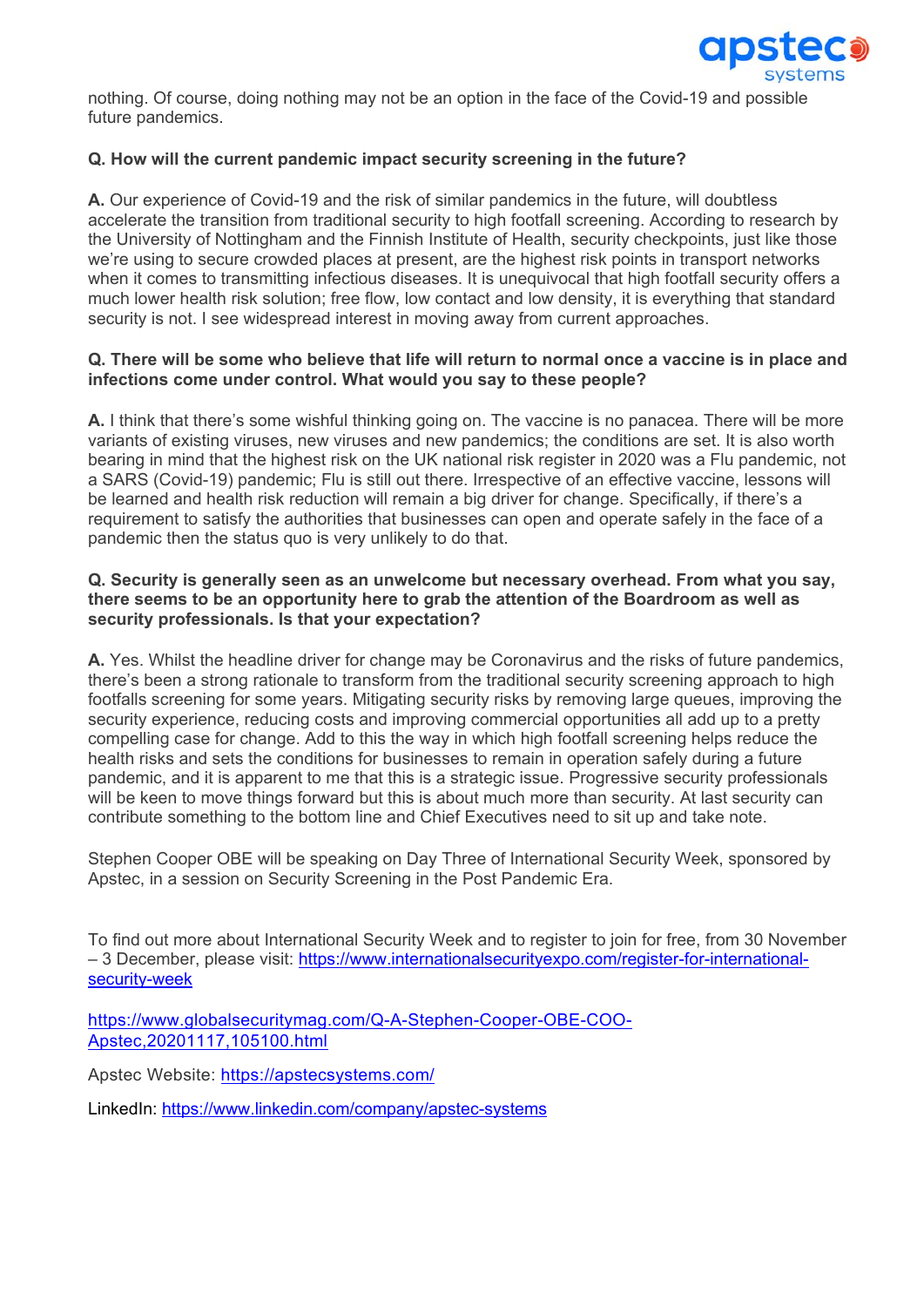nothing. Of course, doing nothing may not be an option in the face of the Covid-19 and possible future pandemics.

**Q. How will the current pandemic impact security screening in the future?**

**A.** Our experience of Covid-19 and the risk of similar pandemics in the future, will doubtless accelerate the transition from traditional security to high footfall screening. According to research by the University of Nottingham and the Finnish Institute of Health, security checkpoints, just like those we're using to secure crowded places at present, are the highest risk points in transport networks when it comes to transmitting infectious diseases. It is unequivocal that high footfall security offers a much lower health risk solution; free flow, low contact and low density, it is everything that standard security is not. I see widespread interest in moving away from current approaches.

**Q. There will be some who believe that life will return to normal once a vaccine is in place and infections come under control. What would you say to these people?**

**A.** I think that there's some wishful thinking going on. The vaccine is no panacea. There will be more variants of existing viruses, new viruses and new pandemics; the conditions are set. It is also worth bearing in mind that the highest risk on the UK national risk register in 2020 was a Flu pandemic, not a SARS (Covid-19) pandemic; Flu is still out there. Irrespective of an effective vaccine, lessons will be learned and health risk reduction will remain a big driver for change. Specifically, if there's a requirement to satisfy the authorities that businesses can open and operate safely in the face of a pandemic then the status quo is very unlikely to do that.

**Q. Security is generally seen as an unwelcome but necessary overhead. From what you say, there seems to be an opportunity here to grab the attention of the Boardroom as well as security professionals. Is that your expectation?**

**A.** Yes. Whilst the headline driver for change may be Coronavirus and the risks of future pandemics, there's been a strong rationale to transform from the traditional security screening approach to high footfalls screening for some years. Mitigating security risks by removing large queues, improving the security experience, reducing costs and improving commercial opportunities all add up to a pretty compelling case for change. Add to this the way in which high footfall screening helps reduce the health risks and sets the conditions for businesses to remain in operation safely during a future pandemic, and it is apparent to me that this is a strategic issue. Progressive security professionals will be keen to move things forward but this is about much more than security. At last security can contribute something to the bottom line and Chief Executives need to sit up and take note.

Stephen Cooper OBE will be speaking on Day Three of International Security Week, sponsored by Apstec, in a session on Security Screening in the Post Pandemic Era.

To find out more about International Security Week and to register to join for free, from 30 November – 3 December, please visit: [https://www.internationalsecurityexpo.com/register-for-international-security-week](https://www.internationalsecurityexpo.com/register-for-international-security-week)

[https://www.globalsecuritymag.com/Q-A-Stephen-Cooper-OBE-COO-Apstec,20201117,105100.html](https://www.globalsecuritymag.com/Q-A-Stephen-Cooper-OBE-COO-Apstec,20201117,105100.html)

Apstec Website: [https://apstecsystems.com/](https://apstecsystems.com/)

LinkedIn: [https://www.linkedin.com/company/apstec-systems](https://www.linkedin.com/company/apstec-systems)